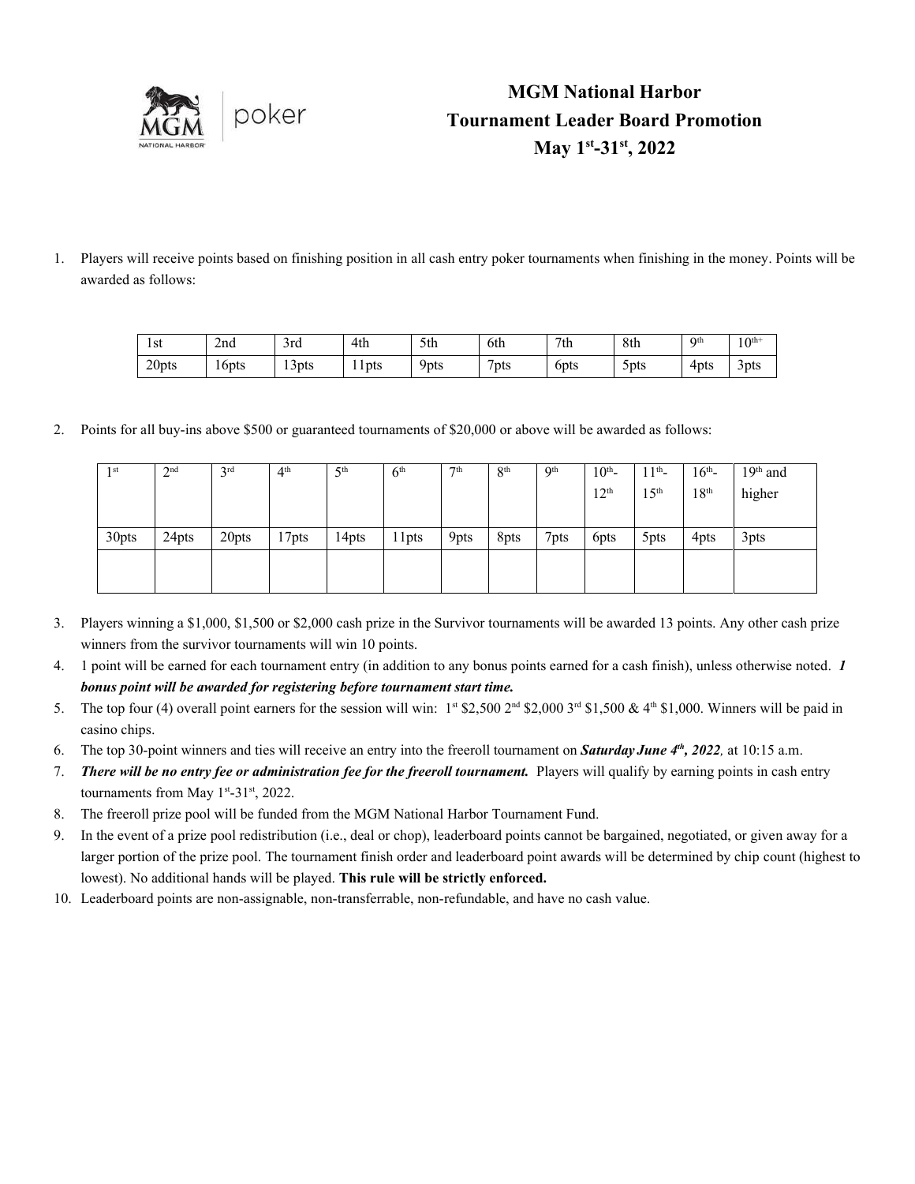# MGM National Harbor Tournament Leader Board Promotion May 1st-31st, 2022

1. Players will receive points based on finishing position in all cash entry poker tournaments when finishing in the money. Points will be awarded as follows:

| 1st | 2nd | 3rd | 4th | 5th | 6th | 7th | 8th | 9th | 10th+ |
|---|---|---|---|---|---|---|---|---|---|
| 20pts | 16pts | 13pts | 11pts | 9pts | 7pts | 6pts | 5pts | 4pts | 3pts |

2. Points for all buy-ins above $500 or guaranteed tournaments of $20,000 or above will be awarded as follows:

| 1st | 2nd | 3rd | 4th | 5th | 6th | 7th | 8th | 9th | 10th-12th | 11th-15th | 16th-18th | 19th and higher |
|---|---|---|---|---|---|---|---|---|---|---|---|---|
| 30pts | 24pts | 20pts | 17pts | 14pts | 11pts | 9pts | 8pts | 7pts | 6pts | 5pts | 4pts | 3pts |
| | | | | | | | | | | | | |

3. Players winning a $1,000, $1,500 or $2,000 cash prize in the Survivor tournaments will be awarded 13 points. Any other cash prize winners from the survivor tournaments will win 10 points.
4. 1 point will be earned for each tournament entry (in addition to any bonus points earned for a cash finish), unless otherwise noted. ***1 bonus point will be awarded for registering before tournament start time.***
5. The top four (4) overall point earners for the session will win: 1st $2,500 2nd $2,000 3rd $1,500 & 4th $1,000. Winners will be paid in casino chips.
6. The top 30-point winners and ties will receive an entry into the freeroll tournament on ***Saturday June 4th, 2022****,* at 10:15 a.m.
7. ***There will be no entry fee or administration fee for the freeroll tournament.*** Players will qualify by earning points in cash entry tournaments from May 1st-31st, 2022.
8. The freeroll prize pool will be funded from the MGM National Harbor Tournament Fund.
9. In the event of a prize pool redistribution (i.e., deal or chop), leaderboard points cannot be bargained, negotiated, or given away for a larger portion of the prize pool. The tournament finish order and leaderboard point awards will be determined by chip count (highest to lowest). No additional hands will be played. **This rule will be strictly enforced.**
10. Leaderboard points are non-assignable, non-transferrable, non-refundable, and have no cash value.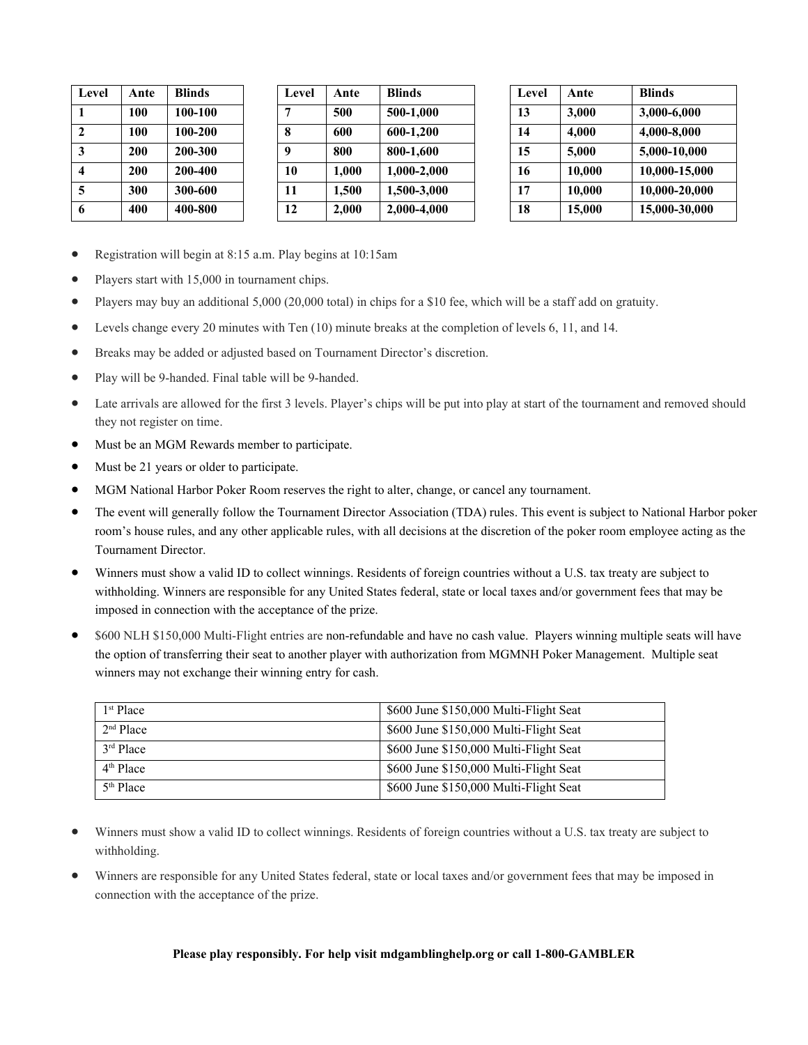| Level | Ante | Blinds |
| --- | --- | --- |
| 1 | 100 | 100-100 |
| 2 | 100 | 100-200 |
| 3 | 200 | 200-300 |
| 4 | 200 | 200-400 |
| 5 | 300 | 300-600 |
| 6 | 400 | 400-800 |

| Level | Ante | Blinds |
| --- | --- | --- |
| 7 | 500 | 500-1,000 |
| 8 | 600 | 600-1,200 |
| 9 | 800 | 800-1,600 |
| 10 | 1,000 | 1,000-2,000 |
| 11 | 1,500 | 1,500-3,000 |
| 12 | 2,000 | 2,000-4,000 |

| Level | Ante | Blinds |
| --- | --- | --- |
| 13 | 3,000 | 3,000-6,000 |
| 14 | 4,000 | 4,000-8,000 |
| 15 | 5,000 | 5,000-10,000 |
| 16 | 10,000 | 10,000-15,000 |
| 17 | 10,000 | 10,000-20,000 |
| 18 | 15,000 | 15,000-30,000 |

- Registration will begin at 8:15 a.m. Play begins at 10:15am
- Players start with 15,000 in tournament chips.
- Players may buy an additional 5,000 (20,000 total) in chips for a $10 fee, which will be a staff add on gratuity.
- Levels change every 20 minutes with Ten (10) minute breaks at the completion of levels 6, 11, and 14.
- Breaks may be added or adjusted based on Tournament Director's discretion.
- Play will be 9-handed. Final table will be 9-handed.
- Late arrivals are allowed for the first 3 levels. Player's chips will be put into play at start of the tournament and removed should they not register on time.
- Must be an MGM Rewards member to participate.
- Must be 21 years or older to participate.
- MGM National Harbor Poker Room reserves the right to alter, change, or cancel any tournament.
- The event will generally follow the Tournament Director Association (TDA) rules. This event is subject to National Harbor poker room's house rules, and any other applicable rules, with all decisions at the discretion of the poker room employee acting as the Tournament Director.
- Winners must show a valid ID to collect winnings. Residents of foreign countries without a U.S. tax treaty are subject to withholding. Winners are responsible for any United States federal, state or local taxes and/or government fees that may be imposed in connection with the acceptance of the prize.
- $600 NLH $150,000 Multi-Flight entries are non-refundable and have no cash value. Players winning multiple seats will have the option of transferring their seat to another player with authorization from MGMNH Poker Management. Multiple seat winners may not exchange their winning entry for cash.

| | |
| --- | --- |
| 1st Place | $600 June $150,000 Multi-Flight Seat |
| 2nd Place | $600 June $150,000 Multi-Flight Seat |
| 3rd Place | $600 June $150,000 Multi-Flight Seat |
| 4th Place | $600 June $150,000 Multi-Flight Seat |
| 5th Place | $600 June $150,000 Multi-Flight Seat |

- Winners must show a valid ID to collect winnings. Residents of foreign countries without a U.S. tax treaty are subject to withholding.
- Winners are responsible for any United States federal, state or local taxes and/or government fees that may be imposed in connection with the acceptance of the prize.

**Please play responsibly. For help visit mdgamblinghelp.org or call 1-800-GAMBLER**